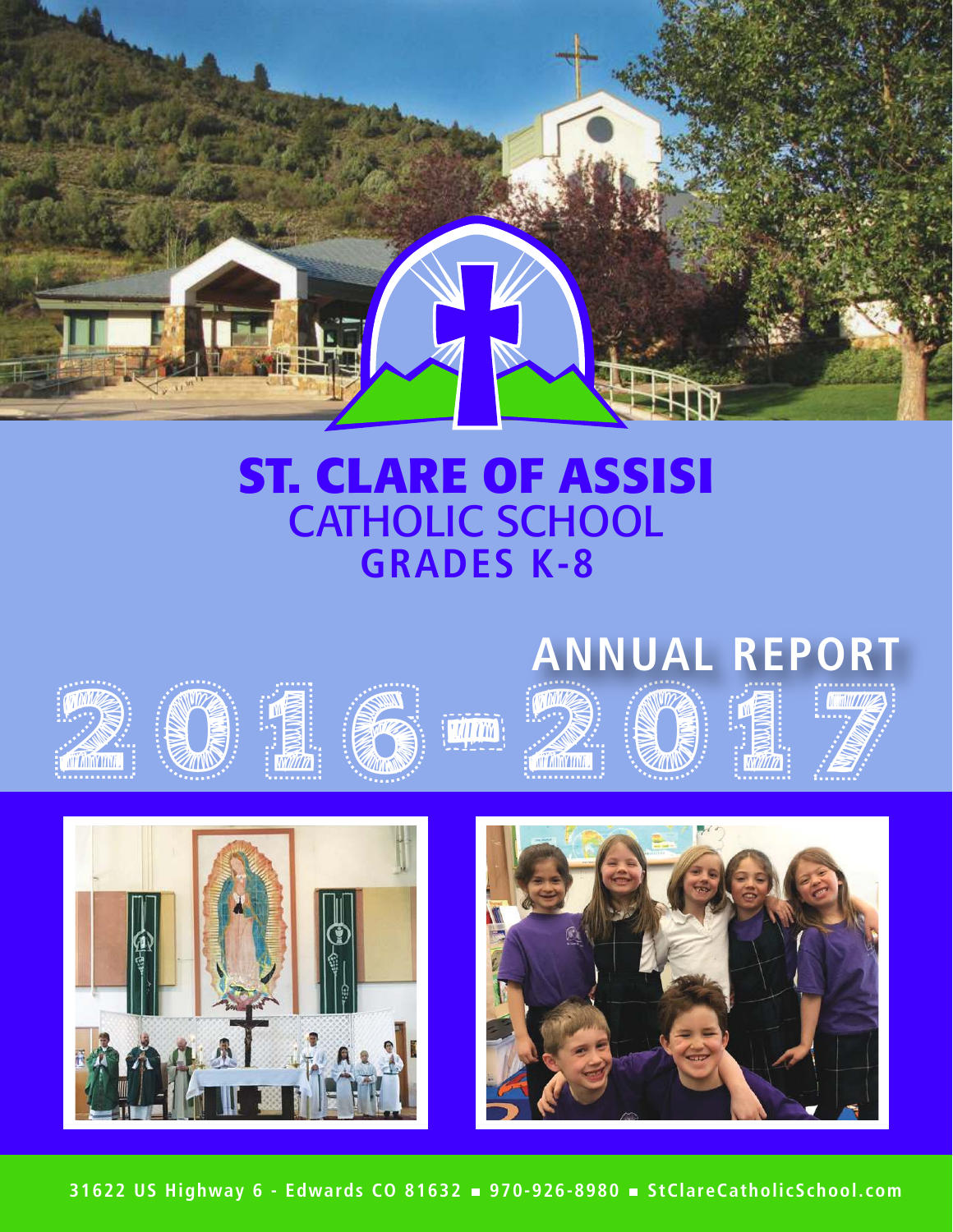# ST. CLARE OF ASSISI

## CATHOLIC SCHOOL

### GRADES K-8

## ANNUAL REPORT 2016-2017

31622 US Highway 6 - Edwards CO 81632 ■ 970-926-8980 ■ StClareCatholicSchool.com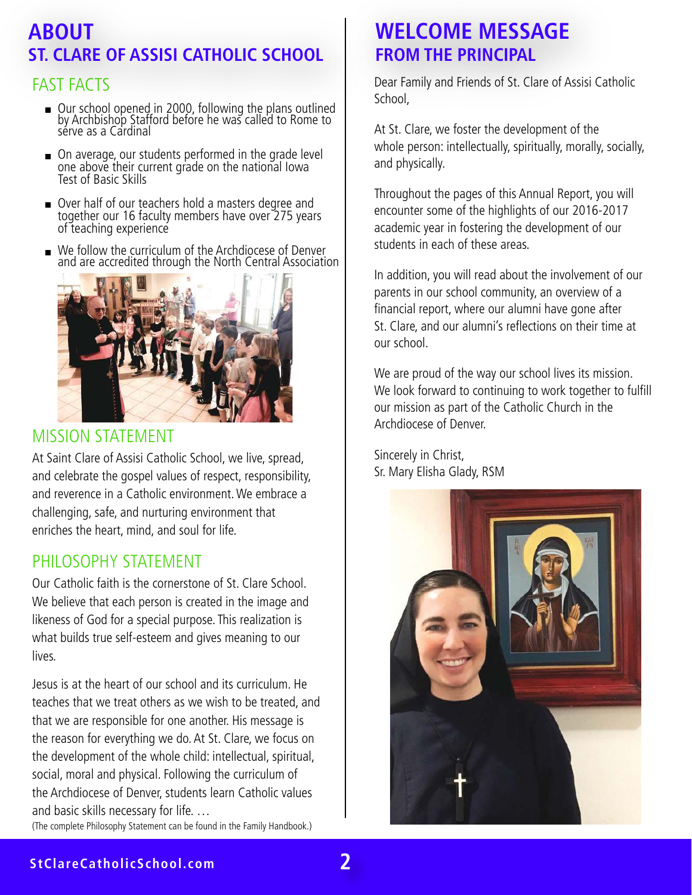# ABOUT
## ST. CLARE OF ASSISI CATHOLIC SCHOOL

### FAST FACTS

- Our school opened in 2000, following the plans outlined by Archbishop Stafford before he was called to Rome to serve as a Cardinal
- On average, our students performed in the grade level one above their current grade on the national Iowa Test of Basic Skills
- Over half of our teachers hold a masters degree and together our 16 faculty members have over 275 years of teaching experience
- We follow the curriculum of the Archdiocese of Denver and are accredited through the North Central Association

### MISSION STATEMENT

At Saint Clare of Assisi Catholic School, we live, spread, and celebrate the gospel values of respect, responsibility, and reverence in a Catholic environment. We embrace a challenging, safe, and nurturing environment that enriches the heart, mind, and soul for life.

### PHILOSOPHY STATEMENT

Our Catholic faith is the cornerstone of St. Clare School. We believe that each person is created in the image and likeness of God for a special purpose. This realization is what builds true self-esteem and gives meaning to our lives.

Jesus is at the heart of our school and its curriculum. He teaches that we treat others as we wish to be treated, and that we are responsible for one another. His message is the reason for everything we do. At St. Clare, we focus on the development of the whole child: intellectual, spiritual, social, moral and physical. Following the curriculum of the Archdiocese of Denver, students learn Catholic values and basic skills necessary for life. …

(The complete Philosophy Statement can be found in the Family Handbook.)

# WELCOME MESSAGE
## FROM THE PRINCIPAL

Dear Family and Friends of St. Clare of Assisi Catholic School,

At St. Clare, we foster the development of the whole person: intellectually, spiritually, morally, socially, and physically.

Throughout the pages of this Annual Report, you will encounter some of the highlights of our 2016-2017 academic year in fostering the development of our students in each of these areas.

In addition, you will read about the involvement of our parents in our school community, an overview of a financial report, where our alumni have gone after St. Clare, and our alumni's reflections on their time at our school.

We are proud of the way our school lives its mission. We look forward to continuing to work together to fulfill our mission as part of the Catholic Church in the Archdiocese of Denver.

Sincerely in Christ,
Sr. Mary Elisha Glady, RSM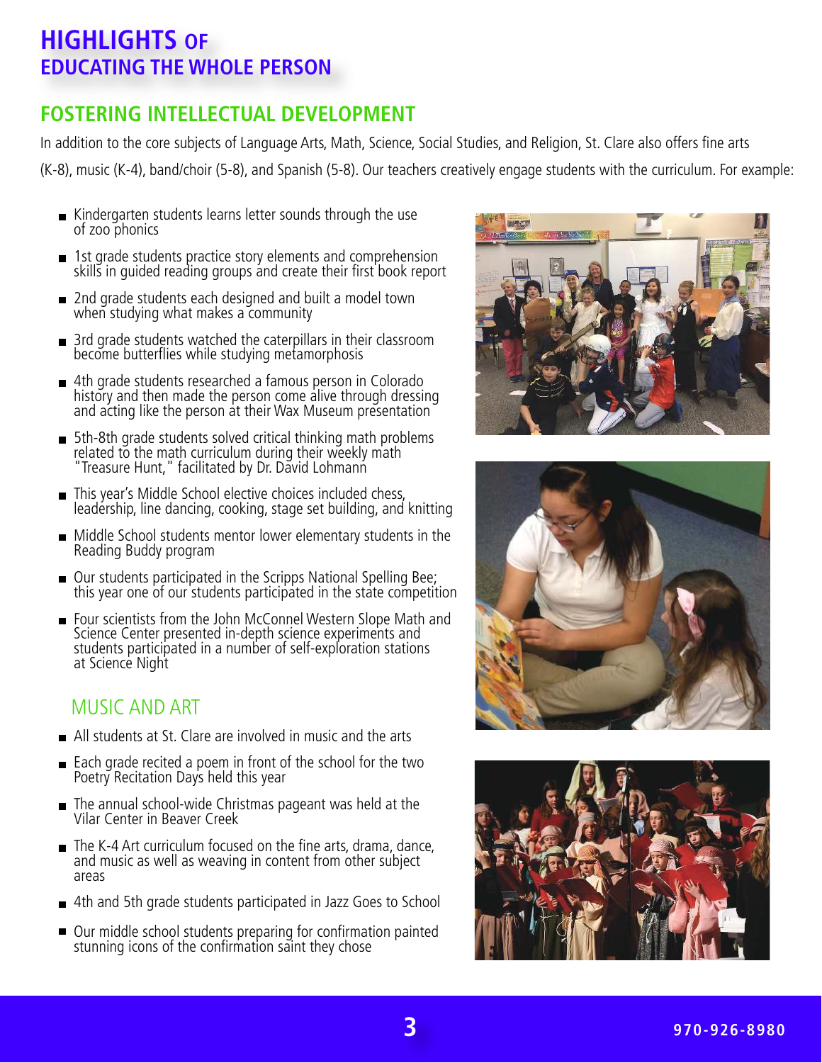# HIGHLIGHTS OF EDUCATING THE WHOLE PERSON

## FOSTERING INTELLECTUAL DEVELOPMENT

In addition to the core subjects of Language Arts, Math, Science, Social Studies, and Religion, St. Clare also offers fine arts (K-8), music (K-4), band/choir (5-8), and Spanish (5-8). Our teachers creatively engage students with the curriculum. For example:

- Kindergarten students learns letter sounds through the use of zoo phonics
- 1st grade students practice story elements and comprehension skills in guided reading groups and create their first book report
- 2nd grade students each designed and built a model town when studying what makes a community
- 3rd grade students watched the caterpillars in their classroom become butterflies while studying metamorphosis
- 4th grade students researched a famous person in Colorado history and then made the person come alive through dressing and acting like the person at their Wax Museum presentation
- 5th-8th grade students solved critical thinking math problems related to the math curriculum during their weekly math "Treasure Hunt," facilitated by Dr. David Lohmann
- This year's Middle School elective choices included chess, leadership, line dancing, cooking, stage set building, and knitting
- Middle School students mentor lower elementary students in the Reading Buddy program
- Our students participated in the Scripps National Spelling Bee; this year one of our students participated in the state competition
- Four scientists from the John McConnel Western Slope Math and Science Center presented in-depth science experiments and students participated in a number of self-exploration stations at Science Night

### MUSIC AND ART

- All students at St. Clare are involved in music and the arts
- Each grade recited a poem in front of the school for the two Poetry Recitation Days held this year
- The annual school-wide Christmas pageant was held at the Vilar Center in Beaver Creek
- The K-4 Art curriculum focused on the fine arts, drama, dance, and music as well as weaving in content from other subject areas
- 4th and 5th grade students participated in Jazz Goes to School
- Our middle school students preparing for confirmation painted stunning icons of the confirmation saint they chose

970-926-8980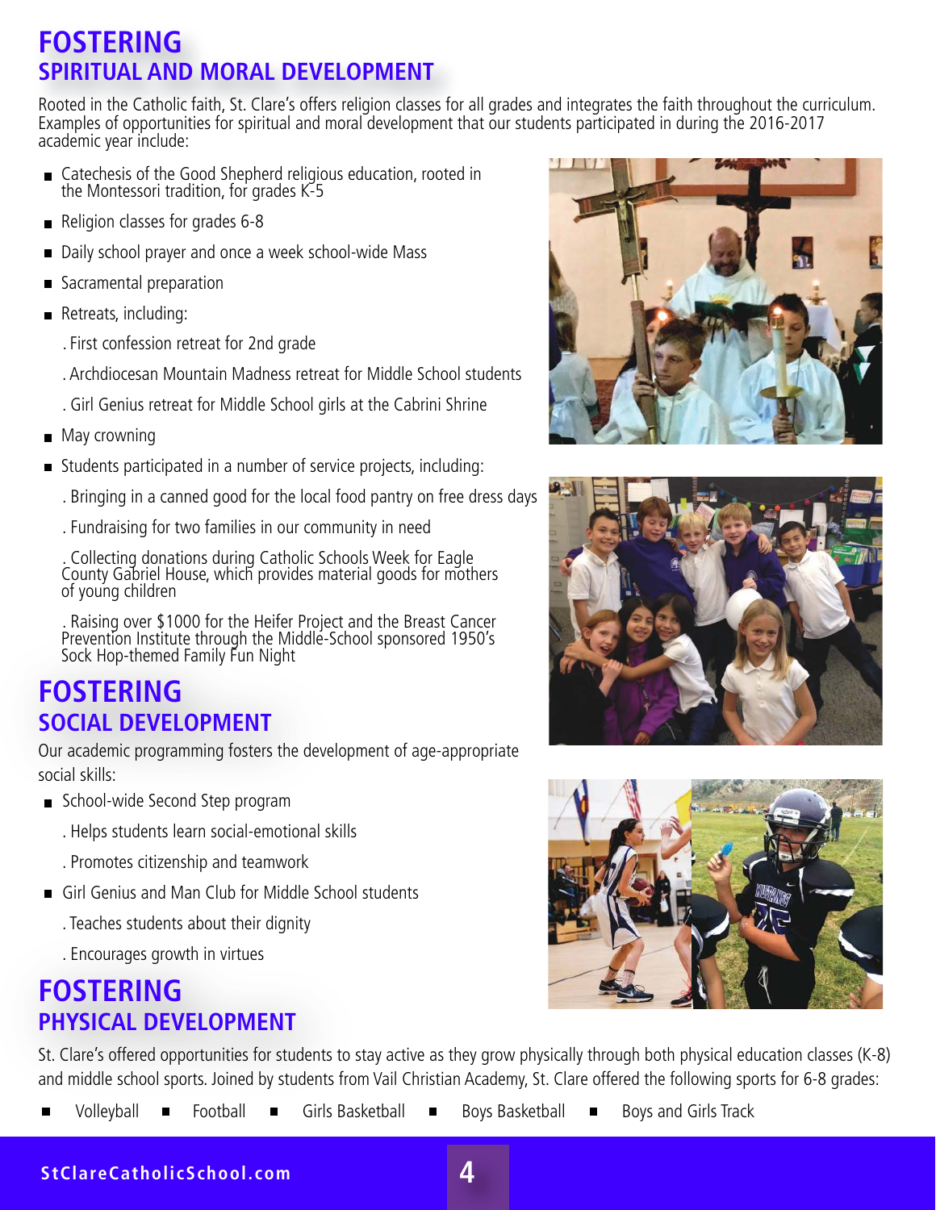# FOSTERING
## SPIRITUAL AND MORAL DEVELOPMENT

Rooted in the Catholic faith, St. Clare's offers religion classes for all grades and integrates the faith throughout the curriculum. Examples of opportunities for spiritual and moral development that our students participated in during the 2016-2017 academic year include:

- Catechesis of the Good Shepherd religious education, rooted in the Montessori tradition, for grades K-5
- Religion classes for grades 6-8
- Daily school prayer and once a week school-wide Mass
- Sacramental preparation
- Retreats, including:
  - First confession retreat for 2nd grade
  - Archdiocesan Mountain Madness retreat for Middle School students
  - Girl Genius retreat for Middle School girls at the Cabrini Shrine
- May crowning
- Students participated in a number of service projects, including:
  - Bringing in a canned good for the local food pantry on free dress days
  - Fundraising for two families in our community in need
  - Collecting donations during Catholic Schools Week for Eagle County Gabriel House, which provides material goods for mothers of young children
  - Raising over $1000 for the Heifer Project and the Breast Cancer Prevention Institute through the Middle-School sponsored 1950's Sock Hop-themed Family Fun Night

# FOSTERING
## SOCIAL DEVELOPMENT

Our academic programming fosters the development of age-appropriate social skills:

- School-wide Second Step program
  - Helps students learn social-emotional skills
  - Promotes citizenship and teamwork
- Girl Genius and Man Club for Middle School students
  - Teaches students about their dignity
  - Encourages growth in virtues

# FOSTERING
## PHYSICAL DEVELOPMENT

St. Clare's offered opportunities for students to stay active as they grow physically through both physical education classes (K-8) and middle school sports. Joined by students from Vail Christian Academy, St. Clare offered the following sports for 6-8 grades:

- Volleyball
- Football
- Girls Basketball
- Boys Basketball
- Boys and Girls Track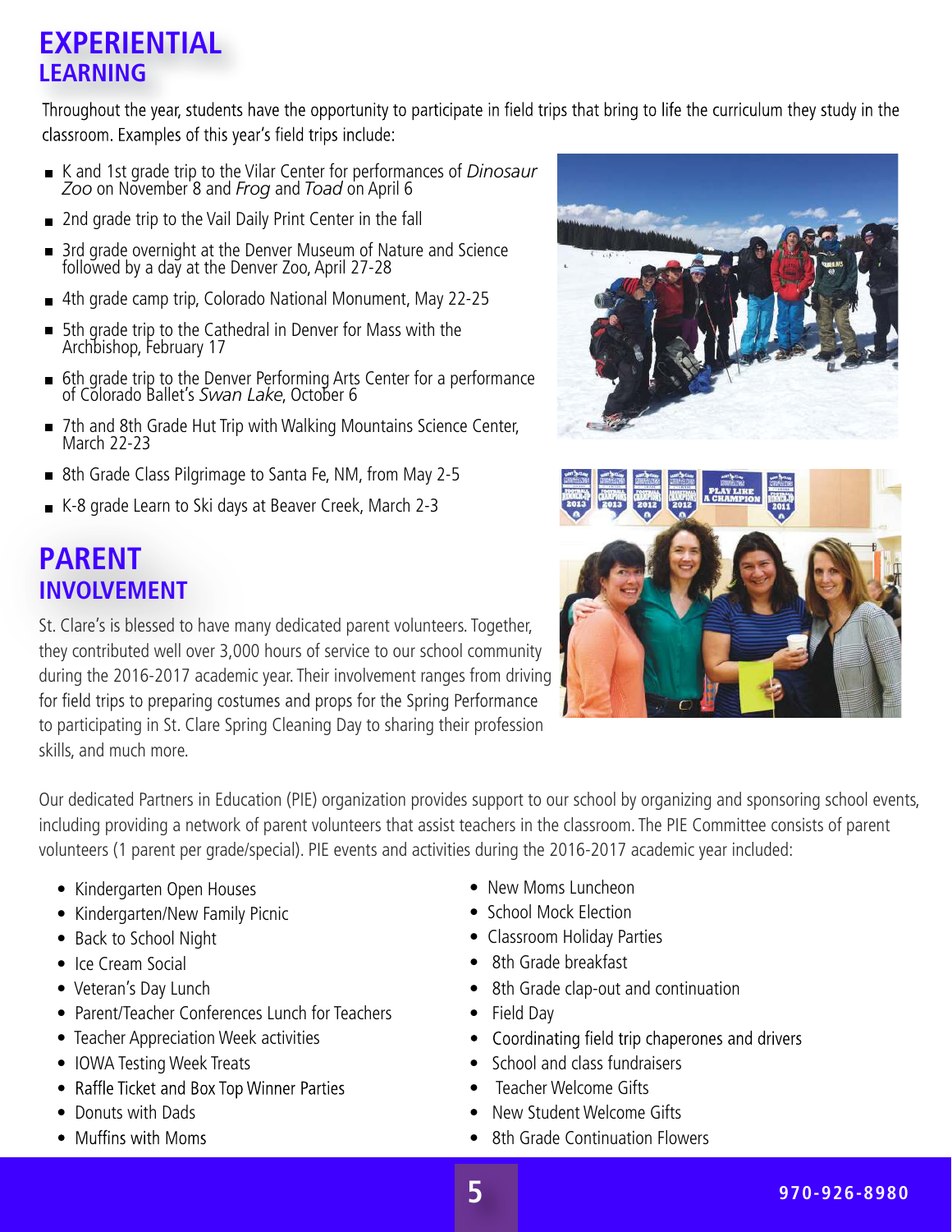# EXPERIENTIAL LEARNING

Throughout the year, students have the opportunity to participate in field trips that bring to life the curriculum they study in the classroom. Examples of this year's field trips include:

- K and 1st grade trip to the Vilar Center for performances of *Dinosaur Zoo* on November 8 and *Frog* and *Toad* on April 6
- 2nd grade trip to the Vail Daily Print Center in the fall
- 3rd grade overnight at the Denver Museum of Nature and Science followed by a day at the Denver Zoo, April 27-28
- 4th grade camp trip, Colorado National Monument, May 22-25
- 5th grade trip to the Cathedral in Denver for Mass with the Archbishop, February 17
- 6th grade trip to the Denver Performing Arts Center for a performance of Colorado Ballet's *Swan Lake*, October 6
- 7th and 8th Grade Hut Trip with Walking Mountains Science Center, March 22-23
- 8th Grade Class Pilgrimage to Santa Fe, NM, from May 2-5
- K-8 grade Learn to Ski days at Beaver Creek, March 2-3

# PARENT INVOLVEMENT

St. Clare's is blessed to have many dedicated parent volunteers. Together, they contributed well over 3,000 hours of service to our school community during the 2016-2017 academic year. Their involvement ranges from driving for field trips to preparing costumes and props for the Spring Performance to participating in St. Clare Spring Cleaning Day to sharing their profession skills, and much more.

Our dedicated Partners in Education (PIE) organization provides support to our school by organizing and sponsoring school events, including providing a network of parent volunteers that assist teachers in the classroom. The PIE Committee consists of parent volunteers (1 parent per grade/special). PIE events and activities during the 2016-2017 academic year included:

- Kindergarten Open Houses
- Kindergarten/New Family Picnic
- Back to School Night
- Ice Cream Social
- Veteran's Day Lunch
- Parent/Teacher Conferences Lunch for Teachers
- Teacher Appreciation Week activities
- IOWA Testing Week Treats
- Raffle Ticket and Box Top Winner Parties
- Donuts with Dads
- Muffins with Moms
- New Moms Luncheon
- School Mock Election
- Classroom Holiday Parties
- 8th Grade breakfast
- 8th Grade clap-out and continuation
- Field Day
- Coordinating field trip chaperones and drivers
- School and class fundraisers
- Teacher Welcome Gifts
- New Student Welcome Gifts
- 8th Grade Continuation Flowers

970-926-8980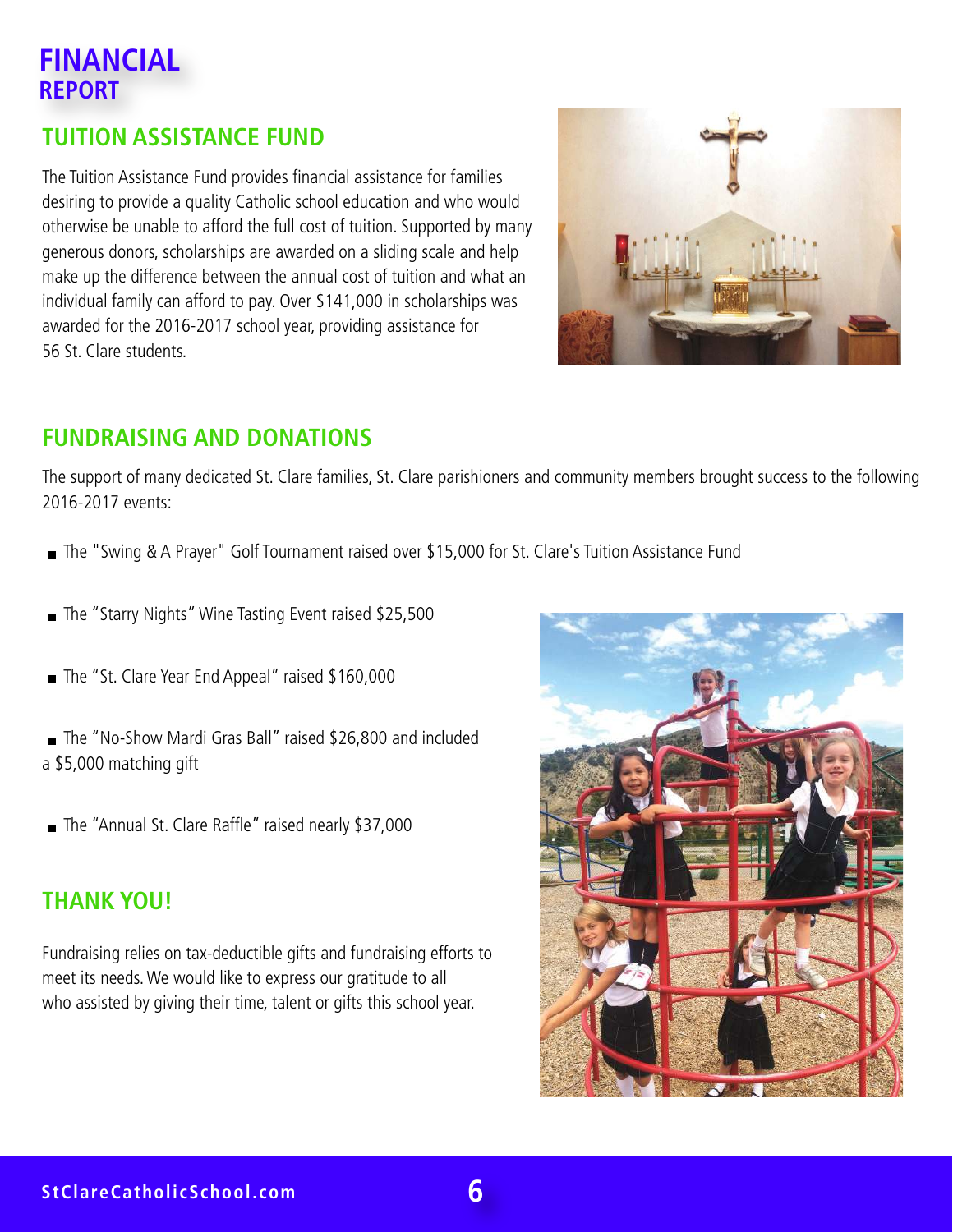# FINANCIAL REPORT

## TUITION ASSISTANCE FUND

The Tuition Assistance Fund provides financial assistance for families desiring to provide a quality Catholic school education and who would otherwise be unable to afford the full cost of tuition. Supported by many generous donors, scholarships are awarded on a sliding scale and help make up the difference between the annual cost of tuition and what an individual family can afford to pay. Over $141,000 in scholarships was awarded for the 2016-2017 school year, providing assistance for 56 St. Clare students.

## FUNDRAISING AND DONATIONS

The support of many dedicated St. Clare families, St. Clare parishioners and community members brought success to the following 2016-2017 events:

- The "Swing & A Prayer" Golf Tournament raised over $15,000 for St. Clare's Tuition Assistance Fund
- The "Starry Nights" Wine Tasting Event raised $25,500
- The "St. Clare Year End Appeal" raised $160,000
- The "No-Show Mardi Gras Ball" raised $26,800 and included a $5,000 matching gift
- The "Annual St. Clare Raffle" raised nearly $37,000

## THANK YOU!

Fundraising relies on tax-deductible gifts and fundraising efforts to meet its needs. We would like to express our gratitude to all who assisted by giving their time, talent or gifts this school year.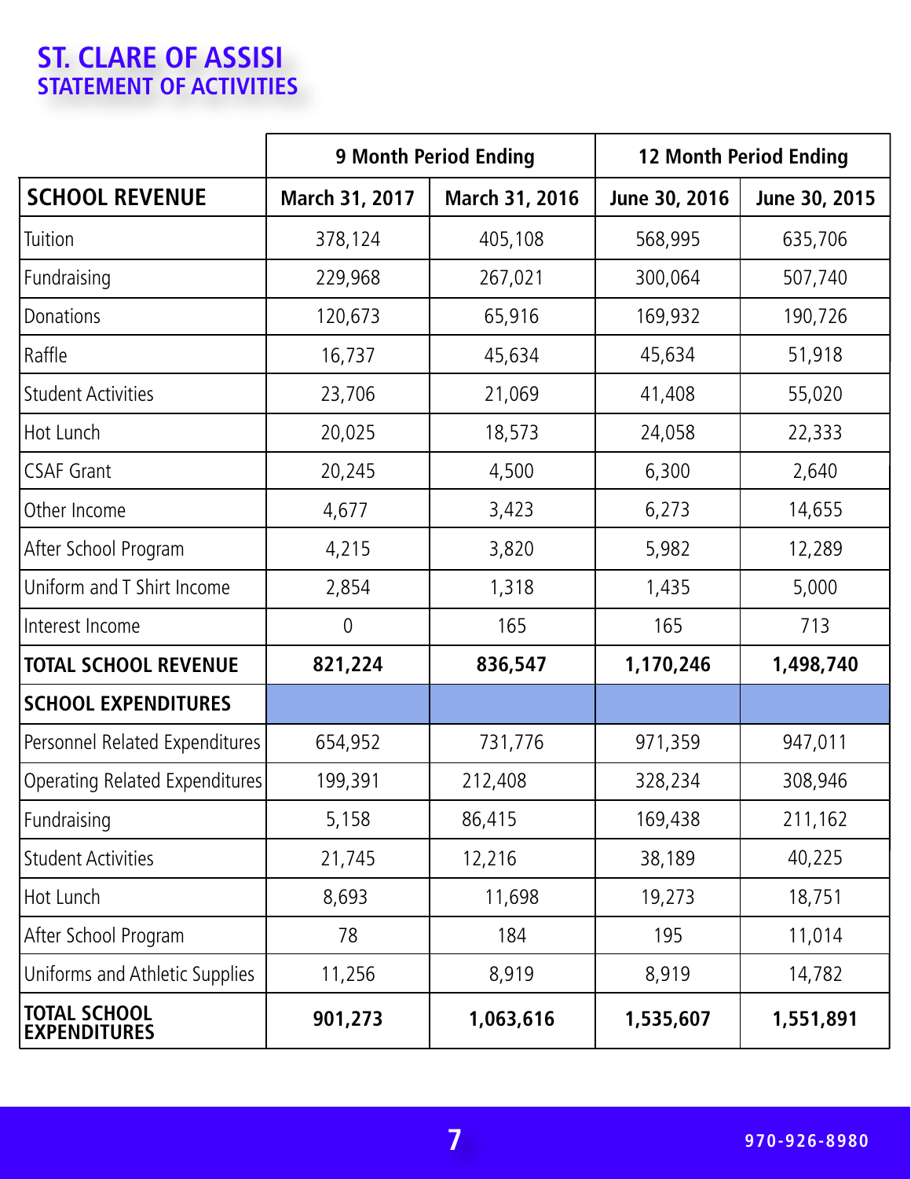# ST. CLARE OF ASSISI
## STATEMENT OF ACTIVITIES

| | 9 Month Period Ending | | 12 Month Period Ending | |
|---|---|---|---|---|
| **SCHOOL REVENUE** | **March 31, 2017** | **March 31, 2016** | **June 30, 2016** | **June 30, 2015** |
| Tuition | 378,124 | 405,108 | 568,995 | 635,706 |
| Fundraising | 229,968 | 267,021 | 300,064 | 507,740 |
| Donations | 120,673 | 65,916 | 169,932 | 190,726 |
| Raffle | 16,737 | 45,634 | 45,634 | 51,918 |
| Student Activities | 23,706 | 21,069 | 41,408 | 55,020 |
| Hot Lunch | 20,025 | 18,573 | 24,058 | 22,333 |
| CSAF Grant | 20,245 | 4,500 | 6,300 | 2,640 |
| Other Income | 4,677 | 3,423 | 6,273 | 14,655 |
| After School Program | 4,215 | 3,820 | 5,982 | 12,289 |
| Uniform and T Shirt Income | 2,854 | 1,318 | 1,435 | 5,000 |
| Interest Income | 0 | 165 | 165 | 713 |
| **TOTAL SCHOOL REVENUE** | **821,224** | **836,547** | **1,170,246** | **1,498,740** |
| **SCHOOL EXPENDITURES** | | | | |
| Personnel Related Expenditures | 654,952 | 731,776 | 971,359 | 947,011 |
| Operating Related Expenditures | 199,391 | 212,408 | 328,234 | 308,946 |
| Fundraising | 5,158 | 86,415 | 169,438 | 211,162 |
| Student Activities | 21,745 | 12,216 | 38,189 | 40,225 |
| Hot Lunch | 8,693 | 11,698 | 19,273 | 18,751 |
| After School Program | 78 | 184 | 195 | 11,014 |
| Uniforms and Athletic Supplies | 11,256 | 8,919 | 8,919 | 14,782 |
| **TOTAL SCHOOL EXPENDITURES** | **901,273** | **1,063,616** | **1,535,607** | **1,551,891** |

970-926-8980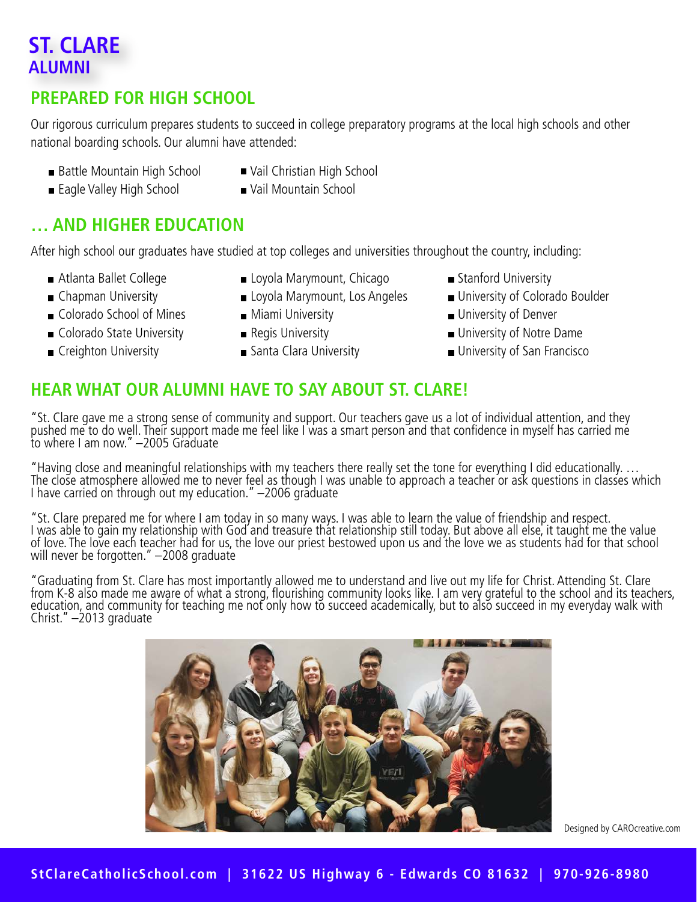# ST. CLARE ALUMNI

## PREPARED FOR HIGH SCHOOL

Our rigorous curriculum prepares students to succeed in college preparatory programs at the local high schools and other national boarding schools. Our alumni have attended:

- Battle Mountain High School
- Eagle Valley High School
- Vail Christian High School
- Vail Mountain School

## … AND HIGHER EDUCATION

After high school our graduates have studied at top colleges and universities throughout the country, including:

- Atlanta Ballet College
- Chapman University
- Colorado School of Mines
- Colorado State University
- Creighton University
- Loyola Marymount, Chicago
- Loyola Marymount, Los Angeles
- Miami University
- Regis University
- Santa Clara University
- Stanford University
- University of Colorado Boulder
- University of Denver
- University of Notre Dame
- University of San Francisco

## HEAR WHAT OUR ALUMNI HAVE TO SAY ABOUT ST. CLARE!

"St. Clare gave me a strong sense of community and support. Our teachers gave us a lot of individual attention, and they pushed me to do well. Their support made me feel like I was a smart person and that confidence in myself has carried me to where I am now." –2005 Graduate

"Having close and meaningful relationships with my teachers there really set the tone for everything I did educationally. … The close atmosphere allowed me to never feel as though I was unable to approach a teacher or ask questions in classes which I have carried on through out my education." –2006 graduate

"St. Clare prepared me for where I am today in so many ways. I was able to learn the value of friendship and respect. I was able to gain my relationship with God and treasure that relationship still today. But above all else, it taught me the value of love. The love each teacher had for us, the love our priest bestowed upon us and the love we as students had for that school will never be forgotten." –2008 graduate

"Graduating from St. Clare has most importantly allowed me to understand and live out my life for Christ. Attending St. Clare from K-8 also made me aware of what a strong, flourishing community looks like. I am very grateful to the school and its teachers, education, and community for teaching me not only how to succeed academically, but to also succeed in my everyday walk with Christ." –2013 graduate

Designed by CAROcreative.com

StClareCatholicSchool.com | 31622 US Highway 6 - Edwards CO 81632 | 970-926-8980